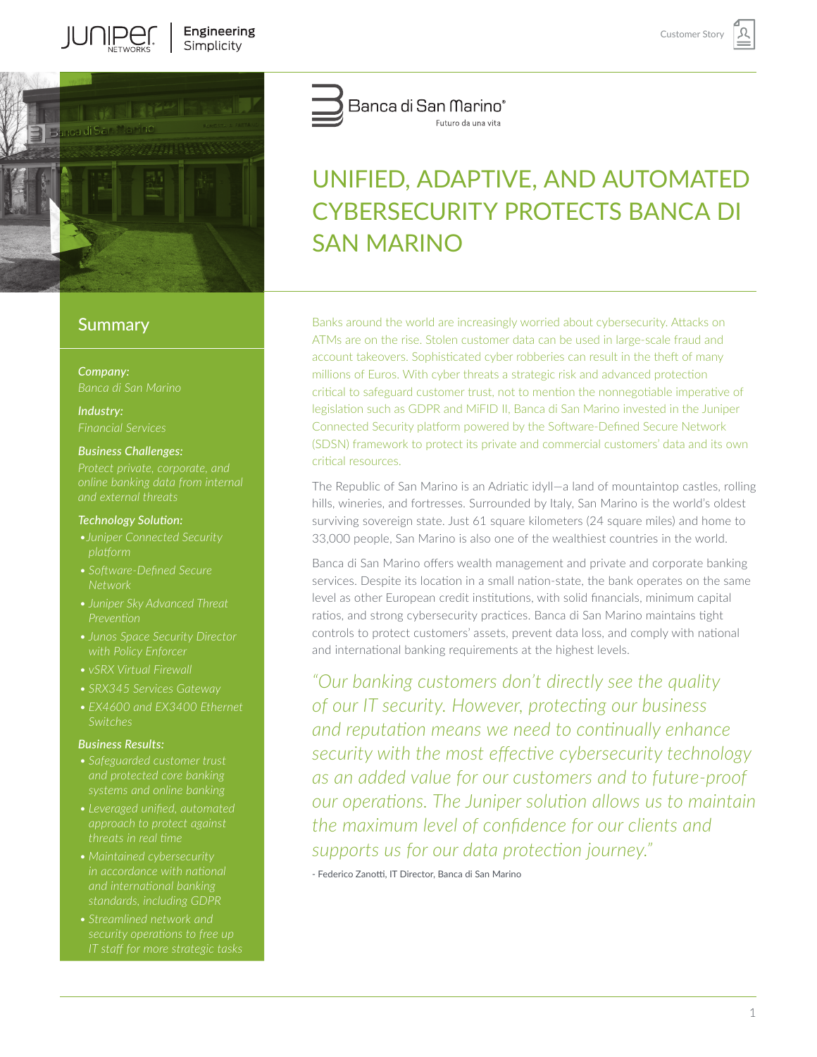Banca di San Marino
Futuro da una vita

# UNIFIED, ADAPTIVE, AND AUTOMATED CYBERSECURITY PROTECTS BANCA DI SAN MARINO

## Summary

***Company:***
*Banca di San Marino*

***Industry:***
*Financial Services*

***Business Challenges:***
*Protect private, corporate, and online banking data from internal and external threats*

***Technology Solution:***
- *Juniper Connected Security platform*
- *Software-Defined Secure Network*
- *Juniper Sky Advanced Threat Prevention*
- *Junos Space Security Director with Policy Enforcer*
- *vSRX Virtual Firewall*
- *SRX345 Services Gateway*
- *EX4600 and EX3400 Ethernet Switches*

***Business Results:***
- *Safeguarded customer trust and protected core banking systems and online banking*
- *Leveraged unified, automated approach to protect against threats in real time*
- *Maintained cybersecurity in accordance with national and international banking standards, including GDPR*
- *Streamlined network and security operations to free up IT staff for more strategic tasks*

Banks around the world are increasingly worried about cybersecurity. Attacks on ATMs are on the rise. Stolen customer data can be used in large-scale fraud and account takeovers. Sophisticated cyber robberies can result in the theft of many millions of Euros. With cyber threats a strategic risk and advanced protection critical to safeguard customer trust, not to mention the nonnegotiable imperative of legislation such as GDPR and MiFID II, Banca di San Marino invested in the Juniper Connected Security platform powered by the Software-Defined Secure Network (SDSN) framework to protect its private and commercial customers' data and its own critical resources.

The Republic of San Marino is an Adriatic idyll—a land of mountaintop castles, rolling hills, wineries, and fortresses. Surrounded by Italy, San Marino is the world's oldest surviving sovereign state. Just 61 square kilometers (24 square miles) and home to 33,000 people, San Marino is also one of the wealthiest countries in the world.

Banca di San Marino offers wealth management and private and corporate banking services. Despite its location in a small nation-state, the bank operates on the same level as other European credit institutions, with solid financials, minimum capital ratios, and strong cybersecurity practices. Banca di San Marino maintains tight controls to protect customers' assets, prevent data loss, and comply with national and international banking requirements at the highest levels.

*"Our banking customers don't directly see the quality of our IT security. However, protecting our business and reputation means we need to continually enhance security with the most effective cybersecurity technology as an added value for our customers and to future-proof our operations. The Juniper solution allows us to maintain the maximum level of confidence for our clients and supports us for our data protection journey."*

\- Federico Zanotti, IT Director, Banca di San Marino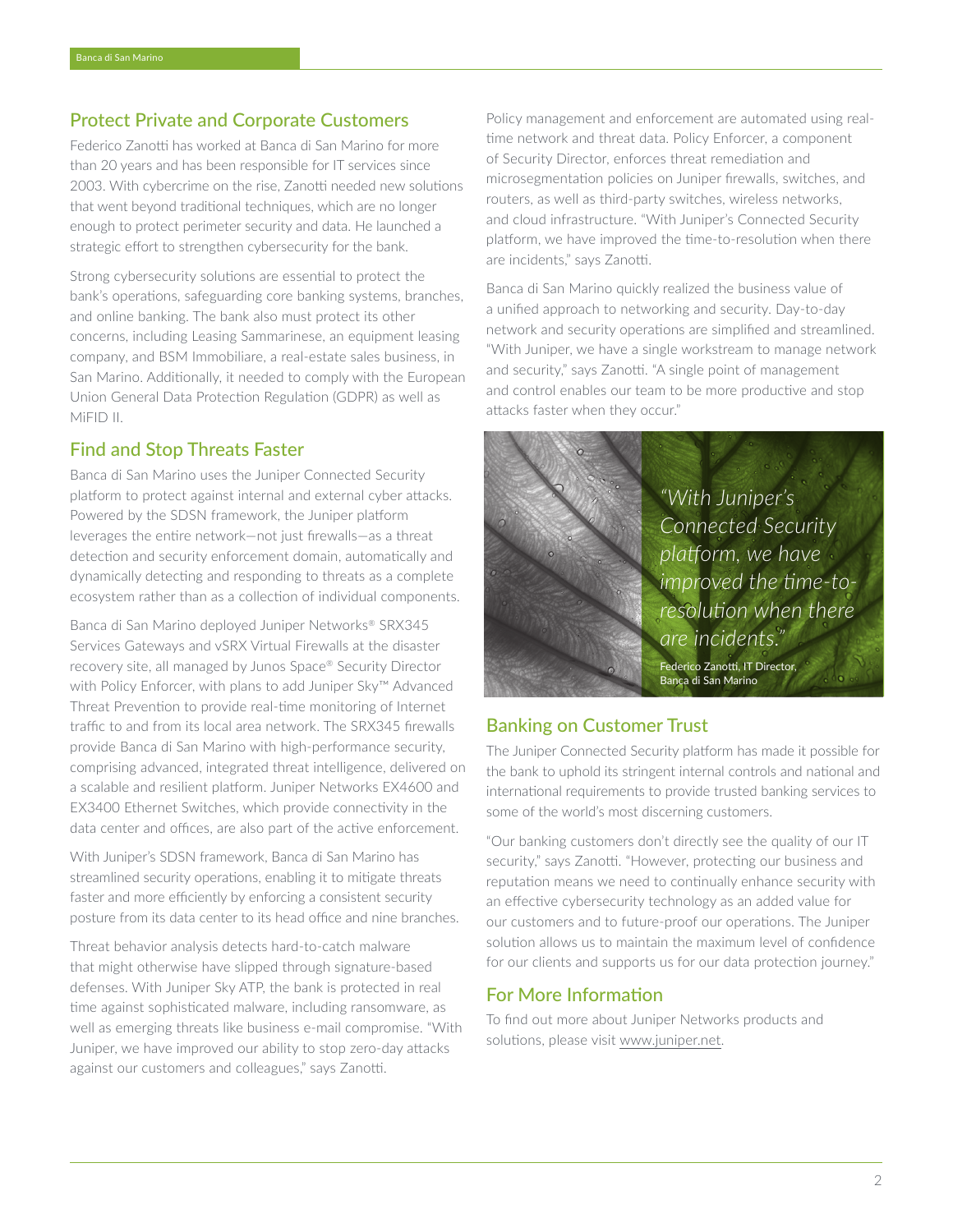## Protect Private and Corporate Customers

Federico Zanotti has worked at Banca di San Marino for more than 20 years and has been responsible for IT services since 2003. With cybercrime on the rise, Zanotti needed new solutions that went beyond traditional techniques, which are no longer enough to protect perimeter security and data. He launched a strategic effort to strengthen cybersecurity for the bank.

Strong cybersecurity solutions are essential to protect the bank's operations, safeguarding core banking systems, branches, and online banking. The bank also must protect its other concerns, including Leasing Sammarinese, an equipment leasing company, and BSM Immobiliare, a real-estate sales business, in San Marino. Additionally, it needed to comply with the European Union General Data Protection Regulation (GDPR) as well as MiFID II.

## Find and Stop Threats Faster

Banca di San Marino uses the Juniper Connected Security platform to protect against internal and external cyber attacks. Powered by the SDSN framework, the Juniper platform leverages the entire network—not just firewalls—as a threat detection and security enforcement domain, automatically and dynamically detecting and responding to threats as a complete ecosystem rather than as a collection of individual components.

Banca di San Marino deployed Juniper Networks® SRX345 Services Gateways and vSRX Virtual Firewalls at the disaster recovery site, all managed by Junos Space® Security Director with Policy Enforcer, with plans to add Juniper Sky™ Advanced Threat Prevention to provide real-time monitoring of Internet traffic to and from its local area network. The SRX345 firewalls provide Banca di San Marino with high-performance security, comprising advanced, integrated threat intelligence, delivered on a scalable and resilient platform. Juniper Networks EX4600 and EX3400 Ethernet Switches, which provide connectivity in the data center and offices, are also part of the active enforcement.

With Juniper's SDSN framework, Banca di San Marino has streamlined security operations, enabling it to mitigate threats faster and more efficiently by enforcing a consistent security posture from its data center to its head office and nine branches.

Threat behavior analysis detects hard-to-catch malware that might otherwise have slipped through signature-based defenses. With Juniper Sky ATP, the bank is protected in real time against sophisticated malware, including ransomware, as well as emerging threats like business e-mail compromise. "With Juniper, we have improved our ability to stop zero-day attacks against our customers and colleagues," says Zanotti.

Policy management and enforcement are automated using real-time network and threat data. Policy Enforcer, a component of Security Director, enforces threat remediation and microsegmentation policies on Juniper firewalls, switches, and routers, as well as third-party switches, wireless networks, and cloud infrastructure. "With Juniper's Connected Security platform, we have improved the time-to-resolution when there are incidents," says Zanotti.

Banca di San Marino quickly realized the business value of a unified approach to networking and security. Day-to-day network and security operations are simplified and streamlined. "With Juniper, we have a single workstream to manage network and security," says Zanotti. "A single point of management and control enables our team to be more productive and stop attacks faster when they occur."

*"With Juniper's Connected Security platform, we have improved the time-to-resolution when there are incidents."*

Federico Zanotti, IT Director, Banca di San Marino

## Banking on Customer Trust

The Juniper Connected Security platform has made it possible for the bank to uphold its stringent internal controls and national and international requirements to provide trusted banking services to some of the world's most discerning customers.

"Our banking customers don't directly see the quality of our IT security," says Zanotti. "However, protecting our business and reputation means we need to continually enhance security with an effective cybersecurity technology as an added value for our customers and to future-proof our operations. The Juniper solution allows us to maintain the maximum level of confidence for our clients and supports us for our data protection journey."

## For More Information

To find out more about Juniper Networks products and solutions, please visit www.juniper.net.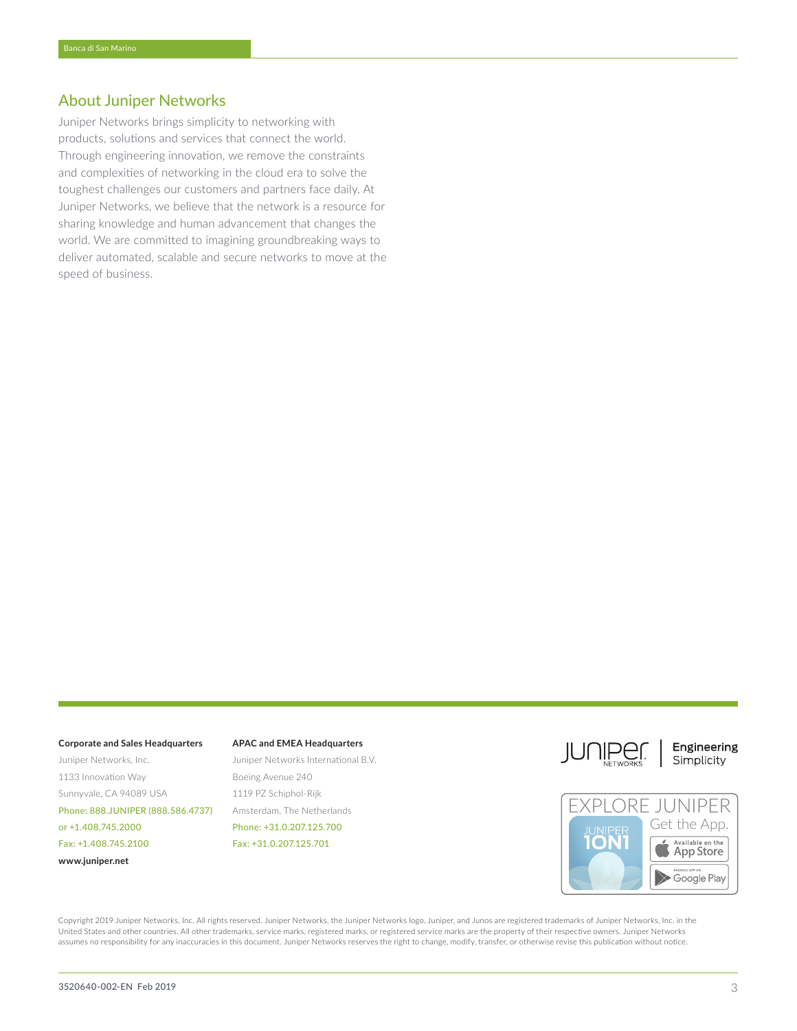## About Juniper Networks

Juniper Networks brings simplicity to networking with products, solutions and services that connect the world. Through engineering innovation, we remove the constraints and complexities of networking in the cloud era to solve the toughest challenges our customers and partners face daily. At Juniper Networks, we believe that the network is a resource for sharing knowledge and human advancement that changes the world. We are committed to imagining groundbreaking ways to deliver automated, scalable and secure networks to move at the speed of business.

**Corporate and Sales Headquarters**
Juniper Networks, Inc.
1133 Innovation Way
Sunnyvale, CA 94089 USA
Phone: 888.JUNIPER (888.586.4737)
or +1.408.745.2000
Fax: +1.408.745.2100
**www.juniper.net**

**APAC and EMEA Headquarters**
Juniper Networks International B.V.
Boeing Avenue 240
1119 PZ Schiphol-Rijk
Amsterdam, The Netherlands
Phone: +31.0.207.125.700
Fax: +31.0.207.125.701

Juniper Networks | Engineering Simplicity

EXPLORE JUNIPER
Get the App.

Copyright 2019 Juniper Networks, Inc. All rights reserved. Juniper Networks, the Juniper Networks logo, Juniper, and Junos are registered trademarks of Juniper Networks, Inc. in the United States and other countries. All other trademarks, service marks, registered marks, or registered service marks are the property of their respective owners. Juniper Networks assumes no responsibility for any inaccuracies in this document. Juniper Networks reserves the right to change, modify, transfer, or otherwise revise this publication without notice.

3520640-002-EN Feb 2019